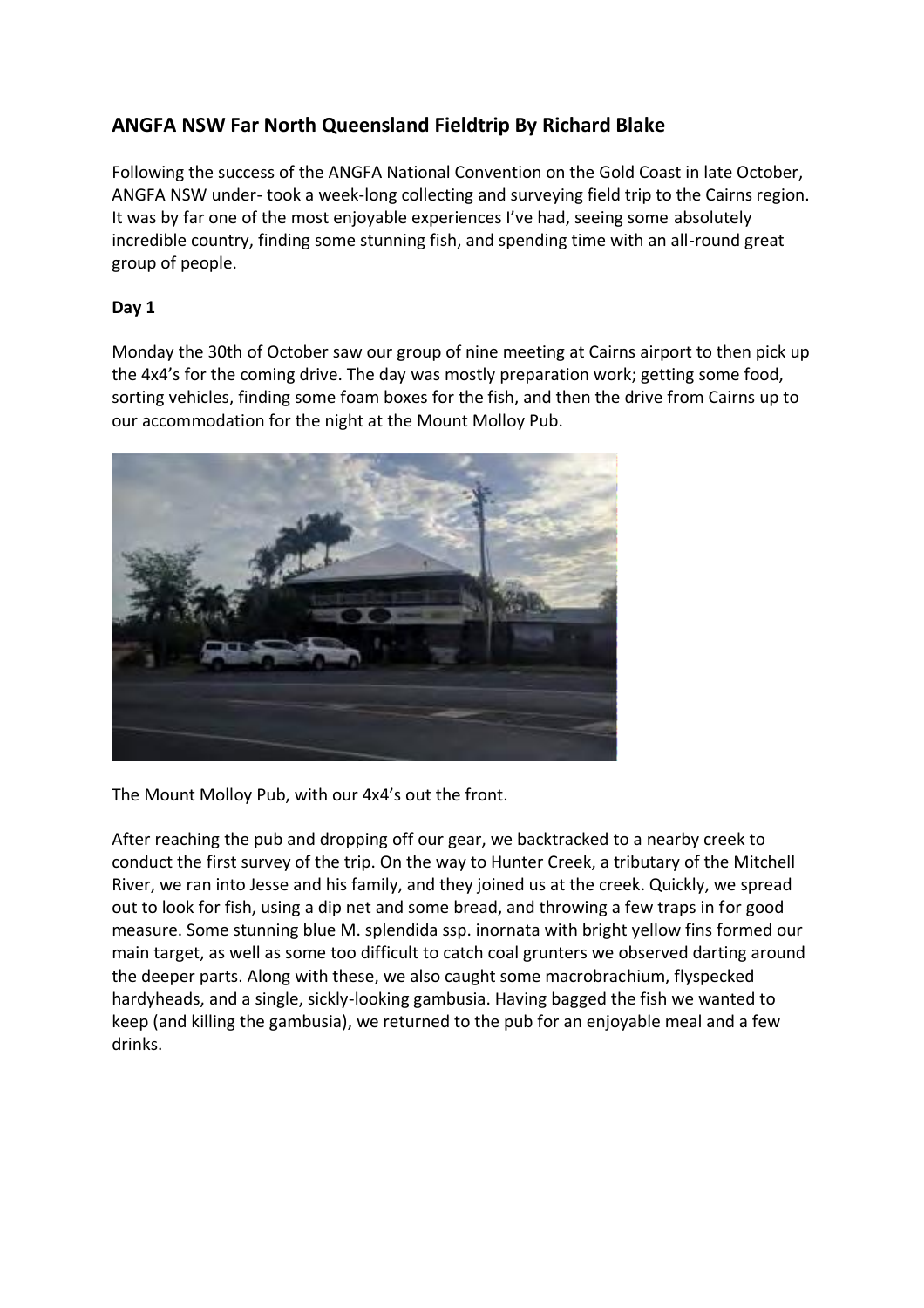# ANGFA NSW Far North Queensland Fieldtrip By Richard Blake

Following the success of the ANGFA National Convention on the Gold Coast in late October, ANGFA NSW under- took a week-long collecting and surveying field trip to the Cairns region. It was by far one of the most enjoyable experiences I've had, seeing some absolutely incredible country, finding some stunning fish, and spending time with an all-round great group of people.

**Day 1**

Monday the 30th of October saw our group of nine meeting at Cairns airport to then pick up the 4x4's for the coming drive. The day was mostly preparation work; getting some food, sorting vehicles, finding some foam boxes for the fish, and then the drive from Cairns up to our accommodation for the night at the Mount Molloy Pub.

The Mount Molloy Pub, with our 4x4's out the front.

After reaching the pub and dropping off our gear, we backtracked to a nearby creek to conduct the first survey of the trip. On the way to Hunter Creek, a tributary of the Mitchell River, we ran into Jesse and his family, and they joined us at the creek. Quickly, we spread out to look for fish, using a dip net and some bread, and throwing a few traps in for good measure. Some stunning blue M. splendida ssp. inornata with bright yellow fins formed our main target, as well as some too difficult to catch coal grunters we observed darting around the deeper parts. Along with these, we also caught some macrobrachium, flyspecked hardyheads, and a single, sickly-looking gambusia. Having bagged the fish we wanted to keep (and killing the gambusia), we returned to the pub for an enjoyable meal and a few drinks.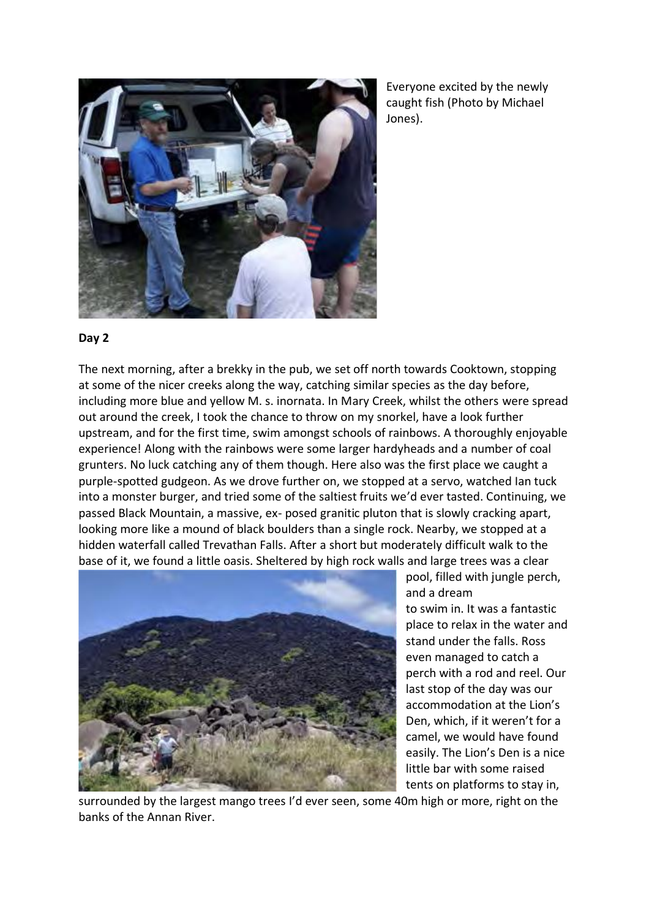Everyone excited by the newly caught fish (Photo by Michael Jones).

**Day 2**

The next morning, after a brekky in the pub, we set off north towards Cooktown, stopping at some of the nicer creeks along the way, catching similar species as the day before, including more blue and yellow M. s. inornata. In Mary Creek, whilst the others were spread out around the creek, I took the chance to throw on my snorkel, have a look further upstream, and for the first time, swim amongst schools of rainbows. A thoroughly enjoyable experience! Along with the rainbows were some larger hardyheads and a number of coal grunters. No luck catching any of them though. Here also was the first place we caught a purple-spotted gudgeon. As we drove further on, we stopped at a servo, watched Ian tuck into a monster burger, and tried some of the saltiest fruits we'd ever tasted. Continuing, we passed Black Mountain, a massive, ex- posed granitic pluton that is slowly cracking apart, looking more like a mound of black boulders than a single rock. Nearby, we stopped at a hidden waterfall called Trevathan Falls. After a short but moderately difficult walk to the base of it, we found a little oasis. Sheltered by high rock walls and large trees was a clear pool, filled with jungle perch, and a dream to swim in. It was a fantastic place to relax in the water and stand under the falls. Ross even managed to catch a perch with a rod and reel. Our last stop of the day was our accommodation at the Lion's Den, which, if it weren't for a camel, we would have found easily. The Lion's Den is a nice little bar with some raised tents on platforms to stay in, surrounded by the largest mango trees I'd ever seen, some 40m high or more, right on the banks of the Annan River.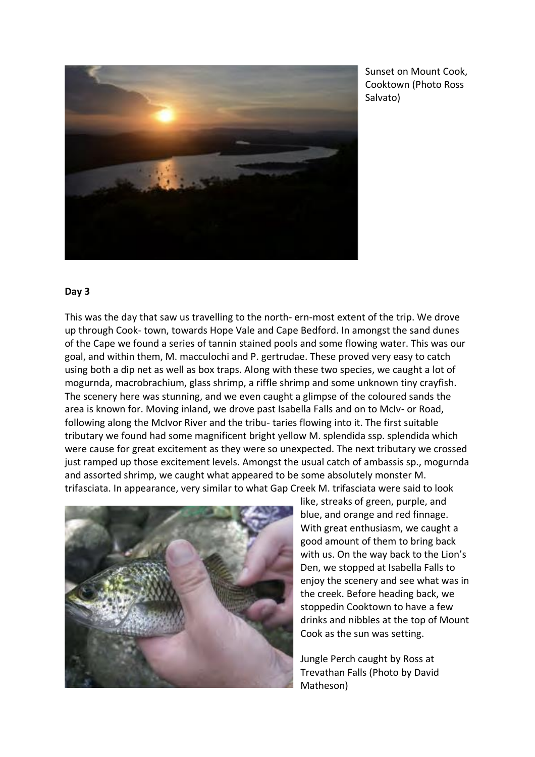Sunset on Mount Cook, Cooktown (Photo Ross Salvato)

**Day 3**

This was the day that saw us travelling to the north- ern-most extent of the trip. We drove up through Cook- town, towards Hope Vale and Cape Bedford. In amongst the sand dunes of the Cape we found a series of tannin stained pools and some flowing water. This was our goal, and within them, M. macculochi and P. gertrudae. These proved very easy to catch using both a dip net as well as box traps. Along with these two species, we caught a lot of mogurnda, macrobrachium, glass shrimp, a riffle shrimp and some unknown tiny crayfish. The scenery here was stunning, and we even caught a glimpse of the coloured sands the area is known for. Moving inland, we drove past Isabella Falls and on to McIv- or Road, following along the McIvor River and the tribu- taries flowing into it. The first suitable tributary we found had some magnificent bright yellow M. splendida ssp. splendida which were cause for great excitement as they were so unexpected. The next tributary we crossed just ramped up those excitement levels. Amongst the usual catch of ambassis sp., mogurnda and assorted shrimp, we caught what appeared to be some absolutely monster M. trifasciata. In appearance, very similar to what Gap Creek M. trifasciata were said to look like, streaks of green, purple, and blue, and orange and red finnage. With great enthusiasm, we caught a good amount of them to bring back with us. On the way back to the Lion's Den, we stopped at Isabella Falls to enjoy the scenery and see what was in the creek. Before heading back, we stoppedin Cooktown to have a few drinks and nibbles at the top of Mount Cook as the sun was setting.

Jungle Perch caught by Ross at Trevathan Falls (Photo by David Matheson)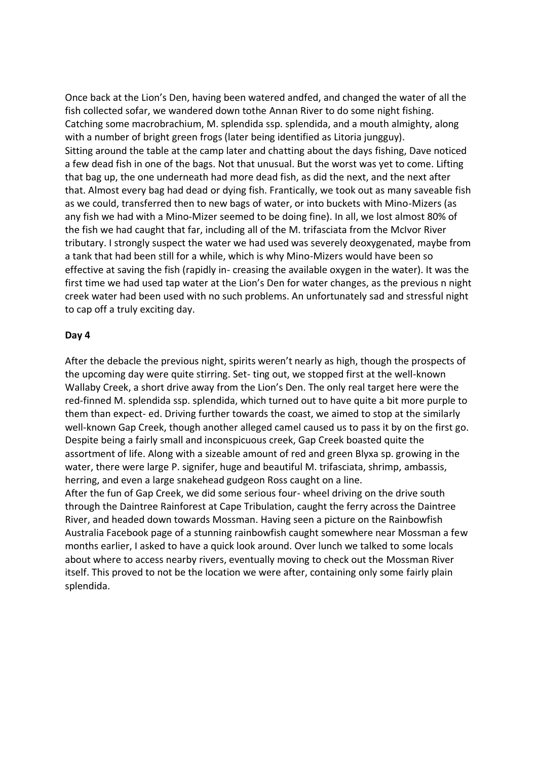Once back at the Lion's Den, having been watered andfed, and changed the water of all the fish collected sofar, we wandered down tothe Annan River to do some night fishing. Catching some macrobrachium, M. splendida ssp. splendida, and a mouth almighty, along with a number of bright green frogs (later being identified as Litoria jungguy).
Sitting around the table at the camp later and chatting about the days fishing, Dave noticed a few dead fish in one of the bags. Not that unusual. But the worst was yet to come. Lifting that bag up, the one underneath had more dead fish, as did the next, and the next after that. Almost every bag had dead or dying fish. Frantically, we took out as many saveable fish as we could, transferred then to new bags of water, or into buckets with Mino-Mizers (as any fish we had with a Mino-Mizer seemed to be doing fine). In all, we lost almost 80% of the fish we had caught that far, including all of the M. trifasciata from the McIvor River tributary. I strongly suspect the water we had used was severely deoxygenated, maybe from a tank that had been still for a while, which is why Mino-Mizers would have been so effective at saving the fish (rapidly in- creasing the available oxygen in the water). It was the first time we had used tap water at the Lion's Den for water changes, as the previous n night creek water had been used with no such problems. An unfortunately sad and stressful night to cap off a truly exciting day.

**Day 4**

After the debacle the previous night, spirits weren't nearly as high, though the prospects of the upcoming day were quite stirring. Set- ting out, we stopped first at the well-known Wallaby Creek, a short drive away from the Lion's Den. The only real target here were the red-finned M. splendida ssp. splendida, which turned out to have quite a bit more purple to them than expect- ed. Driving further towards the coast, we aimed to stop at the similarly well-known Gap Creek, though another alleged camel caused us to pass it by on the first go. Despite being a fairly small and inconspicuous creek, Gap Creek boasted quite the assortment of life. Along with a sizeable amount of red and green Blyxa sp. growing in the water, there were large P. signifer, huge and beautiful M. trifasciata, shrimp, ambassis, herring, and even a large snakehead gudgeon Ross caught on a line.
After the fun of Gap Creek, we did some serious four- wheel driving on the drive south through the Daintree Rainforest at Cape Tribulation, caught the ferry across the Daintree River, and headed down towards Mossman. Having seen a picture on the Rainbowfish Australia Facebook page of a stunning rainbowfish caught somewhere near Mossman a few months earlier, I asked to have a quick look around. Over lunch we talked to some locals about where to access nearby rivers, eventually moving to check out the Mossman River itself. This proved to not be the location we were after, containing only some fairly plain splendida.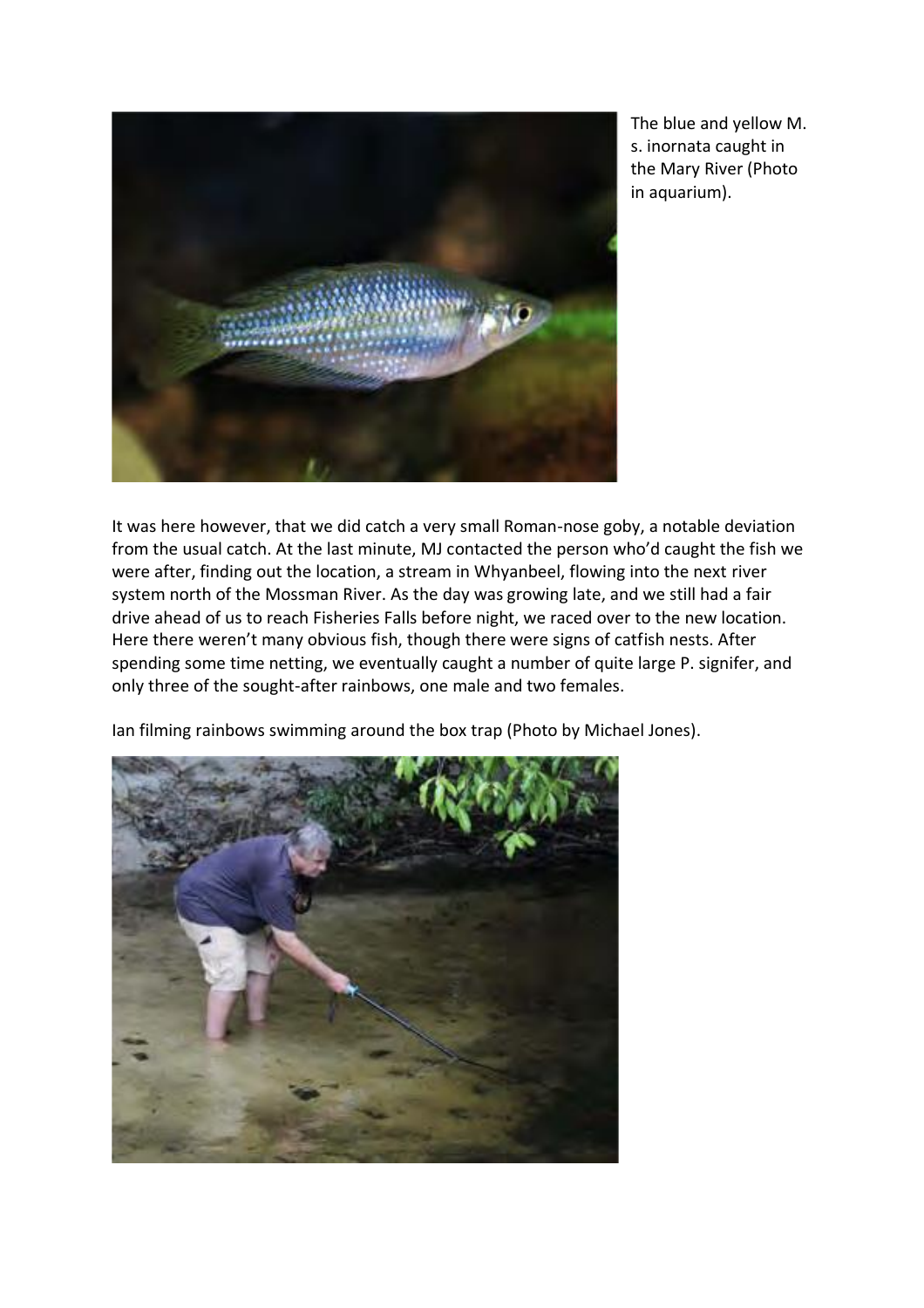The blue and yellow M. s. inornata caught in the Mary River (Photo in aquarium).

It was here however, that we did catch a very small Roman-nose goby, a notable deviation from the usual catch. At the last minute, MJ contacted the person who'd caught the fish we were after, finding out the location, a stream in Whyanbeel, flowing into the next river system north of the Mossman River. As the day was growing late, and we still had a fair drive ahead of us to reach Fisheries Falls before night, we raced over to the new location. Here there weren't many obvious fish, though there were signs of catfish nests. After spending some time netting, we eventually caught a number of quite large P. signifer, and only three of the sought-after rainbows, one male and two females.

Ian filming rainbows swimming around the box trap (Photo by Michael Jones).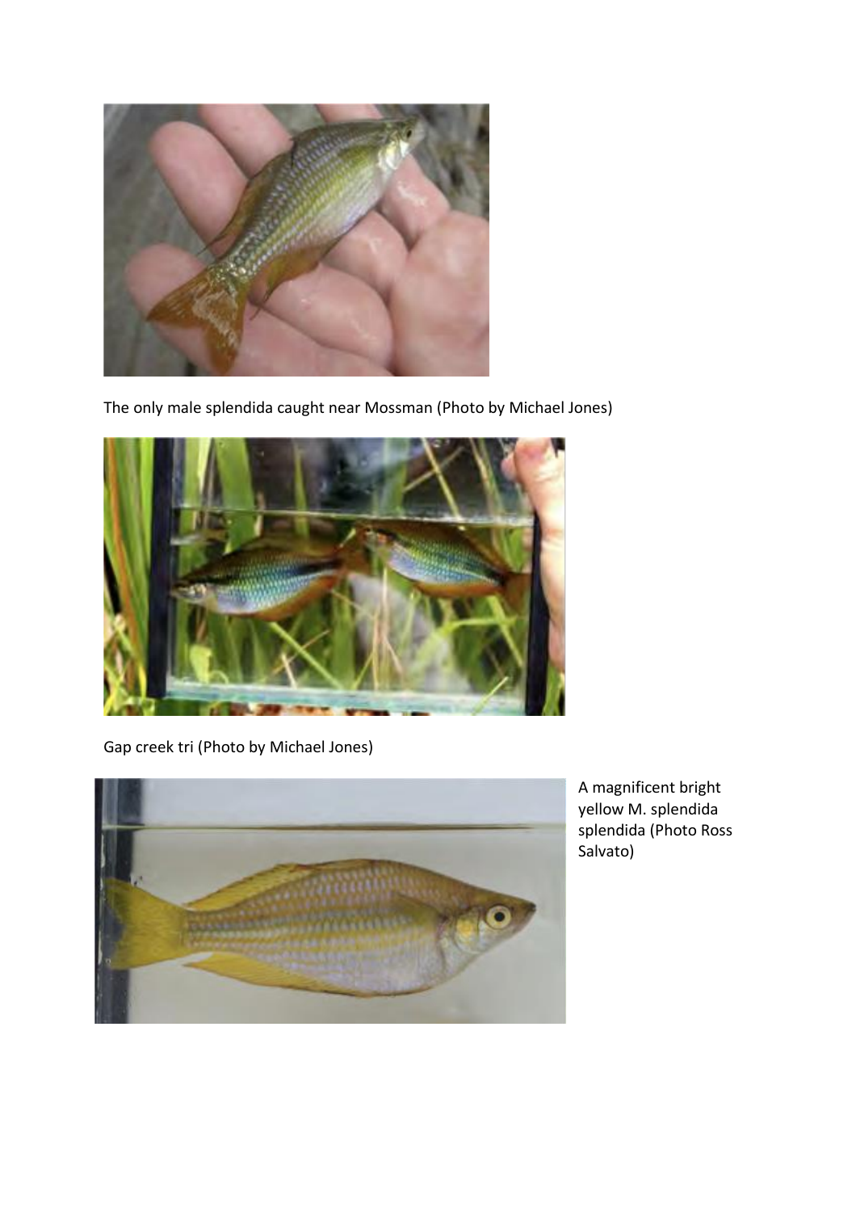The only male splendida caught near Mossman (Photo by Michael Jones)

Gap creek tri (Photo by Michael Jones)

A magnificent bright yellow M. splendida splendida (Photo Ross Salvato)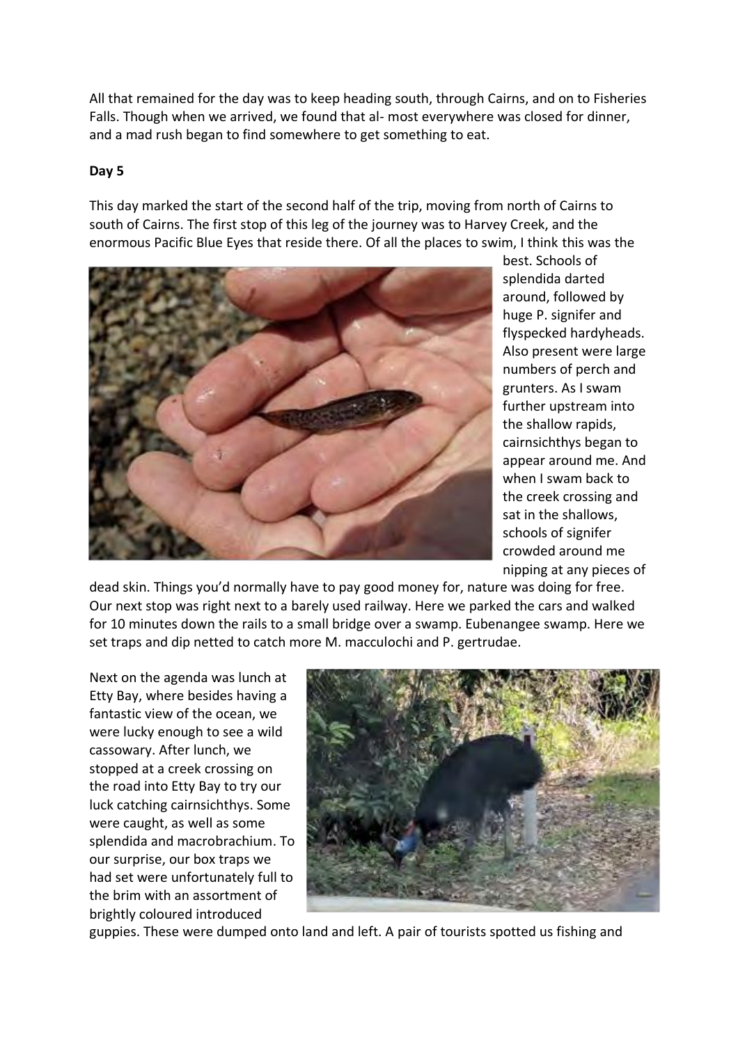All that remained for the day was to keep heading south, through Cairns, and on to Fisheries Falls. Though when we arrived, we found that al- most everywhere was closed for dinner, and a mad rush began to find somewhere to get something to eat.

**Day 5**

This day marked the start of the second half of the trip, moving from north of Cairns to south of Cairns. The first stop of this leg of the journey was to Harvey Creek, and the enormous Pacific Blue Eyes that reside there. Of all the places to swim, I think this was the best. Schools of splendida darted around, followed by huge P. signifer and flyspecked hardyheads. Also present were large numbers of perch and grunters. As I swam further upstream into the shallow rapids, cairnsichthys began to appear around me. And when I swam back to the creek crossing and sat in the shallows, schools of signifer crowded around me nipping at any pieces of dead skin. Things you'd normally have to pay good money for, nature was doing for free. Our next stop was right next to a barely used railway. Here we parked the cars and walked for 10 minutes down the rails to a small bridge over a swamp. Eubenangee swamp. Here we set traps and dip netted to catch more M. macculochi and P. gertrudae.

Next on the agenda was lunch at Etty Bay, where besides having a fantastic view of the ocean, we were lucky enough to see a wild cassowary. After lunch, we stopped at a creek crossing on the road into Etty Bay to try our luck catching cairnsichthys. Some were caught, as well as some splendida and macrobrachium. To our surprise, our box traps we had set were unfortunately full to the brim with an assortment of brightly coloured introduced guppies. These were dumped onto land and left. A pair of tourists spotted us fishing and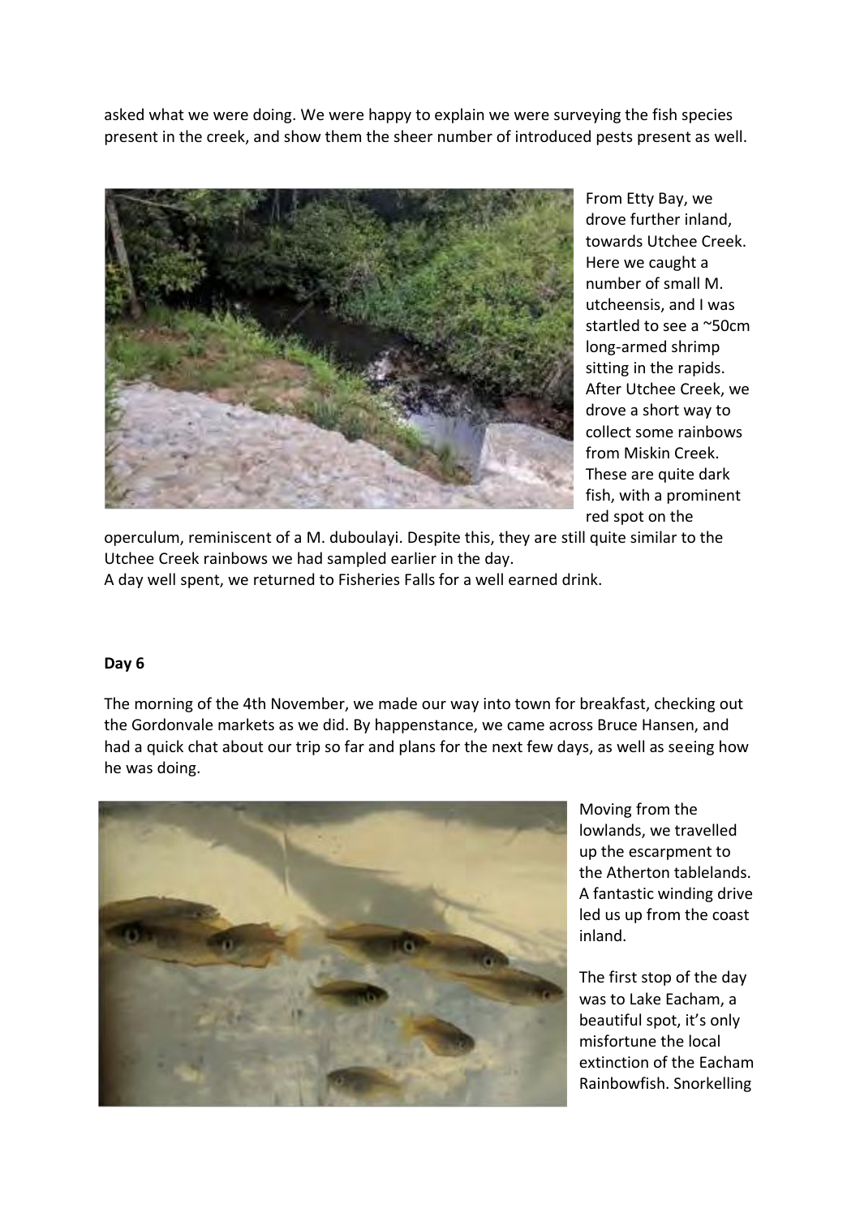asked what we were doing. We were happy to explain we were surveying the fish species present in the creek, and show them the sheer number of introduced pests present as well.

From Etty Bay, we drove further inland, towards Utchee Creek. Here we caught a number of small M. utcheensis, and I was startled to see a ~50cm long-armed shrimp sitting in the rapids. After Utchee Creek, we drove a short way to collect some rainbows from Miskin Creek. These are quite dark fish, with a prominent red spot on the operculum, reminiscent of a M. duboulayi. Despite this, they are still quite similar to the Utchee Creek rainbows we had sampled earlier in the day.

A day well spent, we returned to Fisheries Falls for a well earned drink.

**Day 6**

The morning of the 4th November, we made our way into town for breakfast, checking out the Gordonvale markets as we did. By happenstance, we came across Bruce Hansen, and had a quick chat about our trip so far and plans for the next few days, as well as seeing how he was doing.

Moving from the lowlands, we travelled up the escarpment to the Atherton tablelands. A fantastic winding drive led us up from the coast inland.

The first stop of the day was to Lake Eacham, a beautiful spot, it's only misfortune the local extinction of the Eacham Rainbowfish. Snorkelling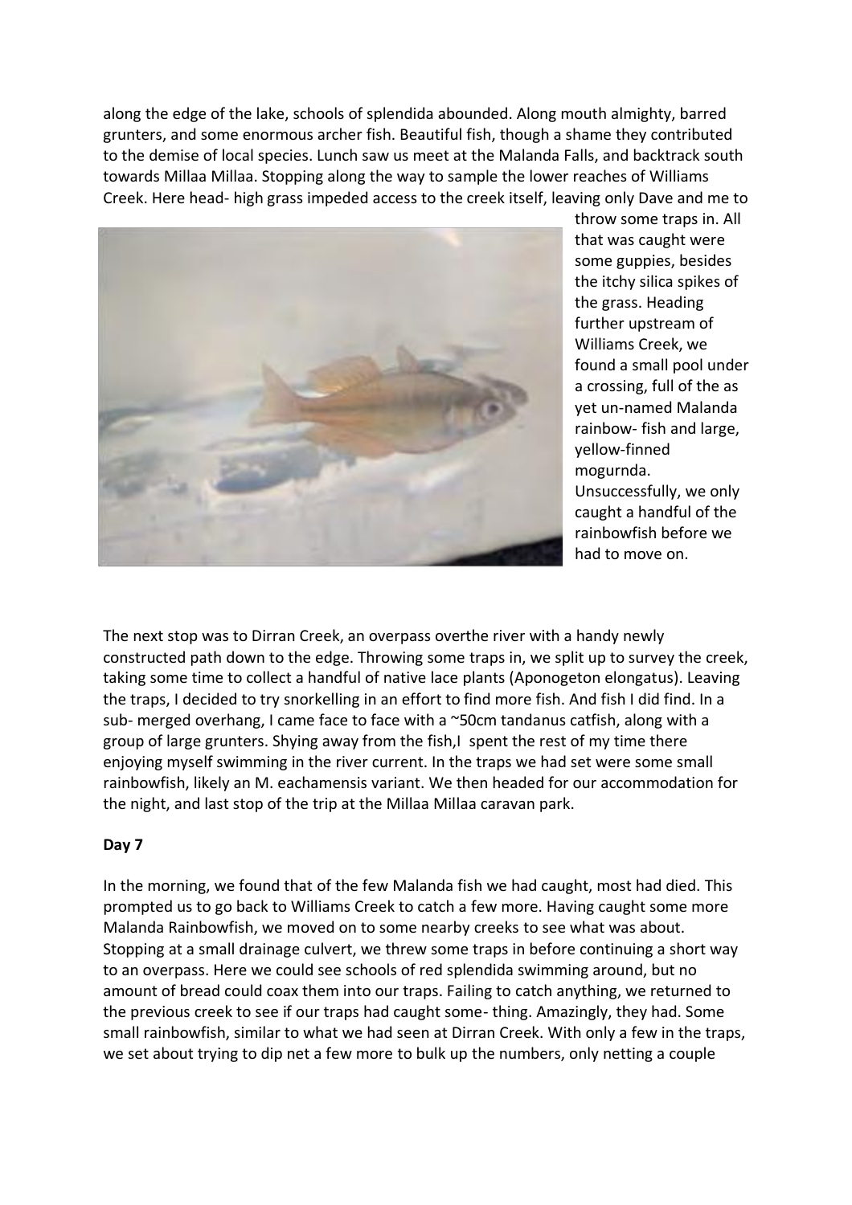along the edge of the lake, schools of splendida abounded. Along mouth almighty, barred grunters, and some enormous archer fish. Beautiful fish, though a shame they contributed to the demise of local species. Lunch saw us meet at the Malanda Falls, and backtrack south towards Millaa Millaa. Stopping along the way to sample the lower reaches of Williams Creek. Here head- high grass impeded access to the creek itself, leaving only Dave and me to throw some traps in. All that was caught were some guppies, besides the itchy silica spikes of the grass. Heading further upstream of Williams Creek, we found a small pool under a crossing, full of the as yet un-named Malanda rainbow- fish and large, yellow-finned mogurnda. Unsuccessfully, we only caught a handful of the rainbowfish before we had to move on.

The next stop was to Dirran Creek, an overpass overthe river with a handy newly constructed path down to the edge. Throwing some traps in, we split up to survey the creek, taking some time to collect a handful of native lace plants (Aponogeton elongatus). Leaving the traps, I decided to try snorkelling in an effort to find more fish. And fish I did find. In a sub- merged overhang, I came face to face with a ~50cm tandanus catfish, along with a group of large grunters. Shying away from the fish,I  spent the rest of my time there enjoying myself swimming in the river current. In the traps we had set were some small rainbowfish, likely an M. eachamensis variant. We then headed for our accommodation for the night, and last stop of the trip at the Millaa Millaa caravan park.

**Day 7**

In the morning, we found that of the few Malanda fish we had caught, most had died. This prompted us to go back to Williams Creek to catch a few more. Having caught some more Malanda Rainbowfish, we moved on to some nearby creeks to see what was about. Stopping at a small drainage culvert, we threw some traps in before continuing a short way to an overpass. Here we could see schools of red splendida swimming around, but no amount of bread could coax them into our traps. Failing to catch anything, we returned to the previous creek to see if our traps had caught some- thing. Amazingly, they had. Some small rainbowfish, similar to what we had seen at Dirran Creek. With only a few in the traps, we set about trying to dip net a few more to bulk up the numbers, only netting a couple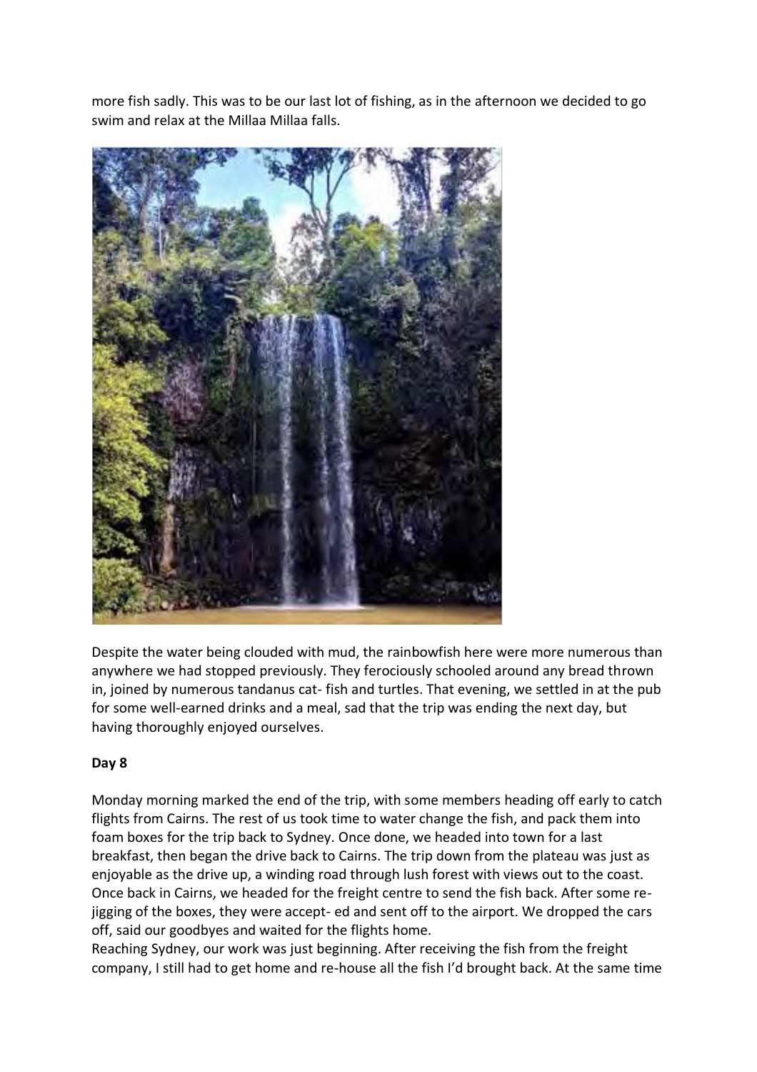more fish sadly. This was to be our last lot of fishing, as in the afternoon we decided to go swim and relax at the Millaa Millaa falls.

Despite the water being clouded with mud, the rainbowfish here were more numerous than anywhere we had stopped previously. They ferociously schooled around any bread thrown in, joined by numerous tandanus cat- fish and turtles. That evening, we settled in at the pub for some well-earned drinks and a meal, sad that the trip was ending the next day, but having thoroughly enjoyed ourselves.

**Day 8**

Monday morning marked the end of the trip, with some members heading off early to catch flights from Cairns. The rest of us took time to water change the fish, and pack them into foam boxes for the trip back to Sydney. Once done, we headed into town for a last breakfast, then began the drive back to Cairns. The trip down from the plateau was just as enjoyable as the drive up, a winding road through lush forest with views out to the coast. Once back in Cairns, we headed for the freight centre to send the fish back. After some re-jigging of the boxes, they were accept- ed and sent off to the airport. We dropped the cars off, said our goodbyes and waited for the flights home.

Reaching Sydney, our work was just beginning. After receiving the fish from the freight company, I still had to get home and re-house all the fish I'd brought back. At the same time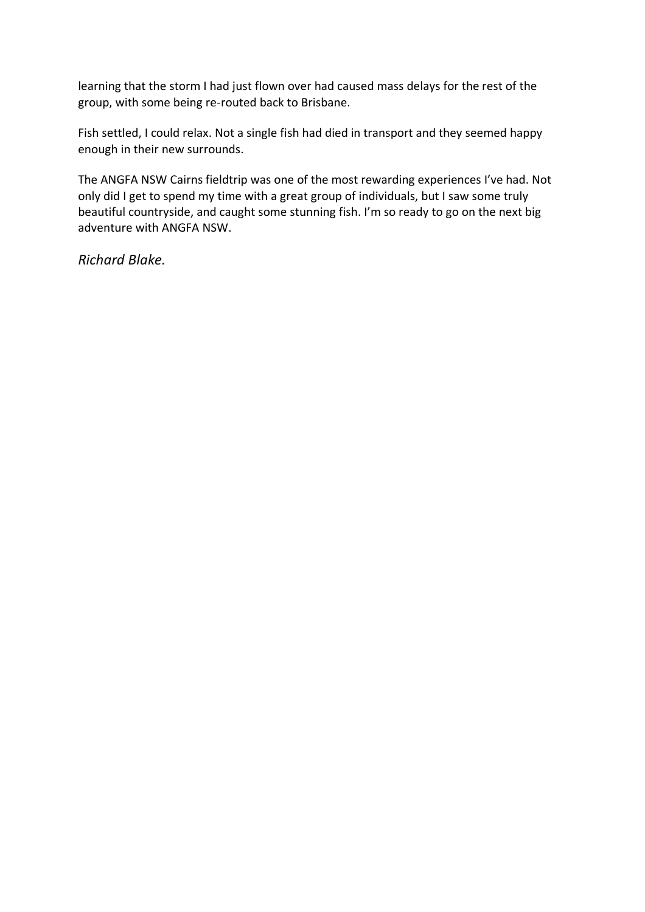learning that the storm I had just flown over had caused mass delays for the rest of the group, with some being re-routed back to Brisbane.

Fish settled, I could relax. Not a single fish had died in transport and they seemed happy enough in their new surrounds.

The ANGFA NSW Cairns fieldtrip was one of the most rewarding experiences I've had. Not only did I get to spend my time with a great group of individuals, but I saw some truly beautiful countryside, and caught some stunning fish. I'm so ready to go on the next big adventure with ANGFA NSW.

*Richard Blake.*